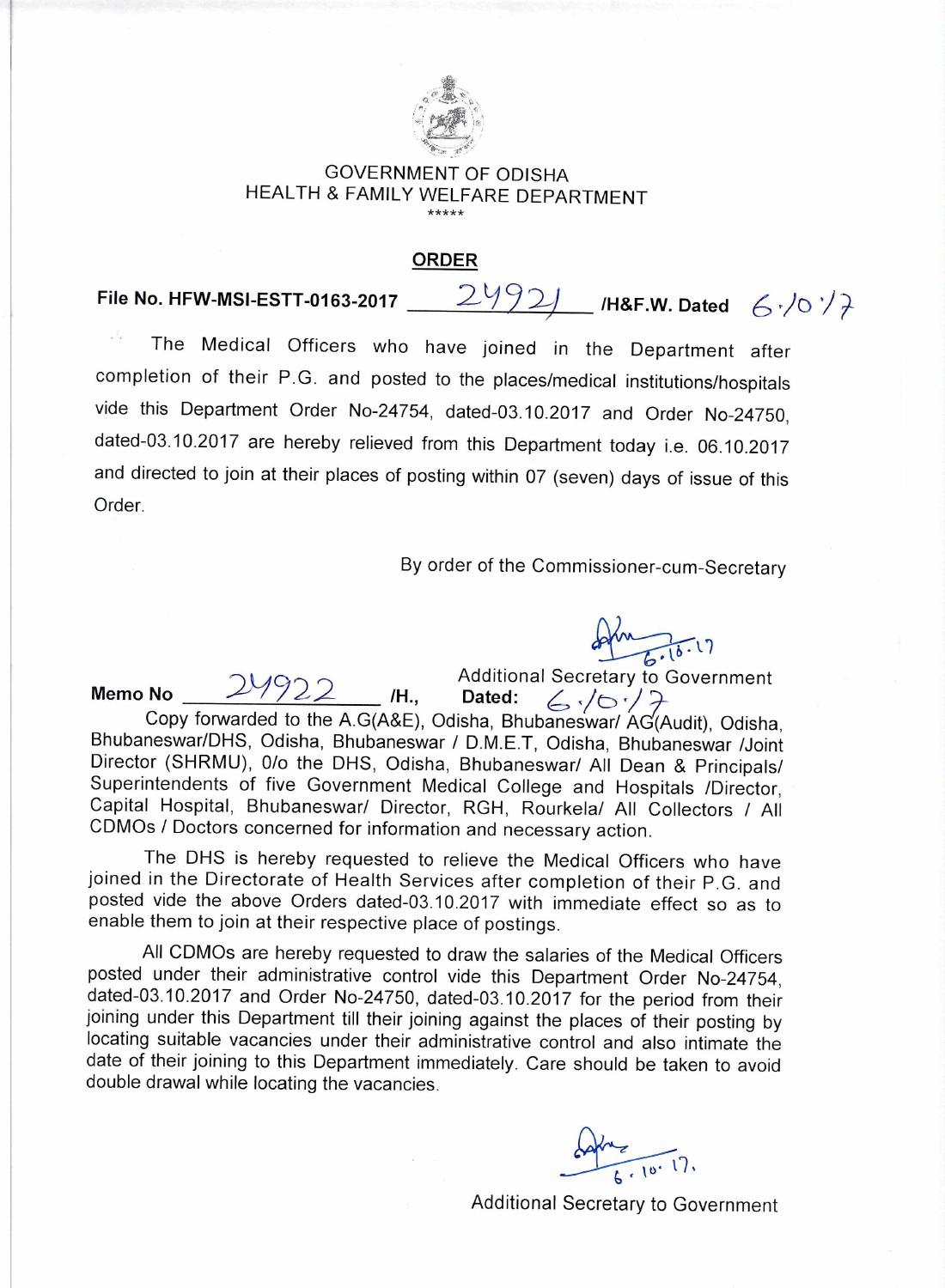GOVERNMENT OF ODISHA
HEALTH & FAMILY WELFARE DEPARTMENT

*****

## ORDER

**File No. HFW-MSI-ESTT-0163-2017** 24921 **/H&F.W. Dated** 6.10.17

The Medical Officers who have joined in the Department after completion of their P.G. and posted to the places/medical institutions/hospitals vide this Department Order No-24754, dated-03.10.2017 and Order No-24750, dated-03.10.2017 are hereby relieved from this Department today i.e. 06.10.2017 and directed to join at their places of posting within 07 (seven) days of issue of this Order.

By order of the Commissioner-cum-Secretary

6.10.17

Additional Secretary to Government

**Memo No** 24922 **/H., Dated:** 6.10.17

Copy forwarded to the A.G(A&E), Odisha, Bhubaneswar/ AG(Audit), Odisha, Bhubaneswar/DHS, Odisha, Bhubaneswar / D.M.E.T, Odisha, Bhubaneswar /Joint Director (SHRMU), 0/o the DHS, Odisha, Bhubaneswar/ All Dean & Principals/ Superintendents of five Government Medical College and Hospitals /Director, Capital Hospital, Bhubaneswar/ Director, RGH, Rourkela/ All Collectors / All CDMOs / Doctors concerned for information and necessary action.

The DHS is hereby requested to relieve the Medical Officers who have joined in the Directorate of Health Services after completion of their P.G. and posted vide the above Orders dated-03.10.2017 with immediate effect so as to enable them to join at their respective place of postings.

All CDMOs are hereby requested to draw the salaries of the Medical Officers posted under their administrative control vide this Department Order No-24754, dated-03.10.2017 and Order No-24750, dated-03.10.2017 for the period from their joining under this Department till their joining against the places of their posting by locating suitable vacancies under their administrative control and also intimate the date of their joining to this Department immediately. Care should be taken to avoid double drawal while locating the vacancies.

6.10.17.

Additional Secretary to Government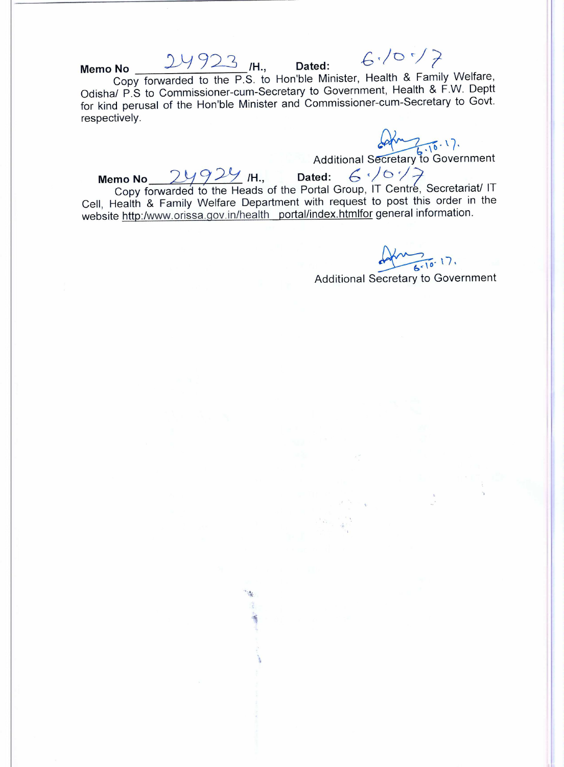**Memo No** 24923 /H., **Dated:** 6.10.17

Copy forwarded to the P.S. to Hon'ble Minister, Health & Family Welfare, Odisha/ P.S to Commissioner-cum-Secretary to Government, Health & F.W. Deptt for kind perusal of the Hon'ble Minister and Commissioner-cum-Secretary to Govt. respectively.

6.10.17.

Additional Secretary to Government

**Memo No** 24924 /H., **Dated:** 6.10.17

Copy forwarded to the Heads of the Portal Group, IT Centre, Secretariat/ IT Cell, Health & Family Welfare Department with request to post this order in the website http:/www.orissa.gov.in/health_portal/index.htmlfor general information.

6.10.17.

Additional Secretary to Government